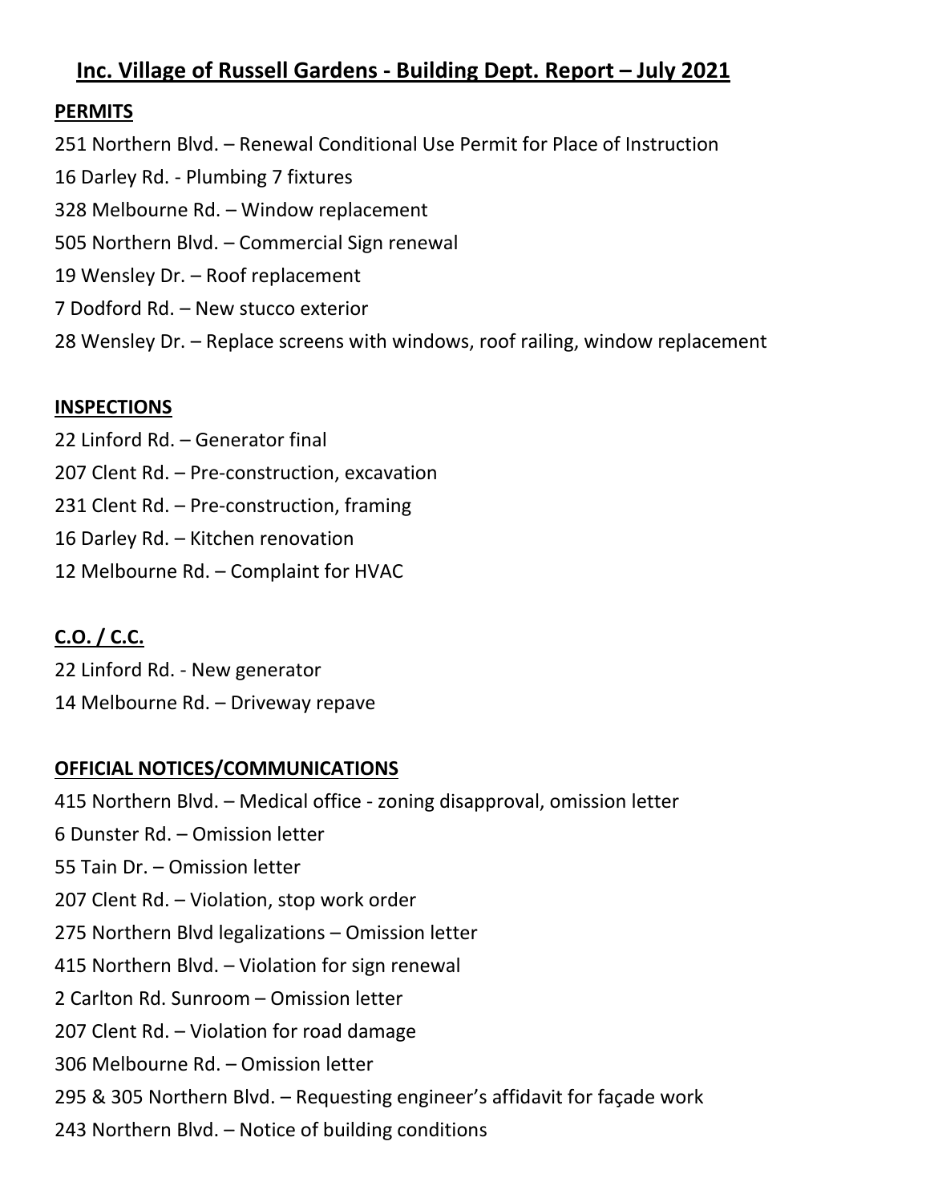# Inc. Village of Russell Gardens - Building Dept. Report – July 2021

## PERMITS

251 Northern Blvd. – Renewal Conditional Use Permit for Place of Instruction

16 Darley Rd. - Plumbing 7 fixtures

328 Melbourne Rd. – Window replacement

505 Northern Blvd. – Commercial Sign renewal

19 Wensley Dr. – Roof replacement

7 Dodford Rd. – New stucco exterior

28 Wensley Dr. – Replace screens with windows, roof railing, window replacement

## INSPECTIONS

22 Linford Rd. – Generator final

207 Clent Rd. – Pre-construction, excavation

231 Clent Rd. – Pre-construction, framing

16 Darley Rd. – Kitchen renovation

12 Melbourne Rd. – Complaint for HVAC

## C.O. / C.C.

22 Linford Rd. - New generator

14 Melbourne Rd. – Driveway repave

## OFFICIAL NOTICES/COMMUNICATIONS

415 Northern Blvd. – Medical office - zoning disapproval, omission letter

6 Dunster Rd. – Omission letter

55 Tain Dr. – Omission letter

207 Clent Rd. – Violation, stop work order

275 Northern Blvd legalizations – Omission letter

415 Northern Blvd. – Violation for sign renewal

2 Carlton Rd. Sunroom – Omission letter

207 Clent Rd. – Violation for road damage

306 Melbourne Rd. – Omission letter

295 & 305 Northern Blvd. – Requesting engineer's affidavit for façade work

243 Northern Blvd. – Notice of building conditions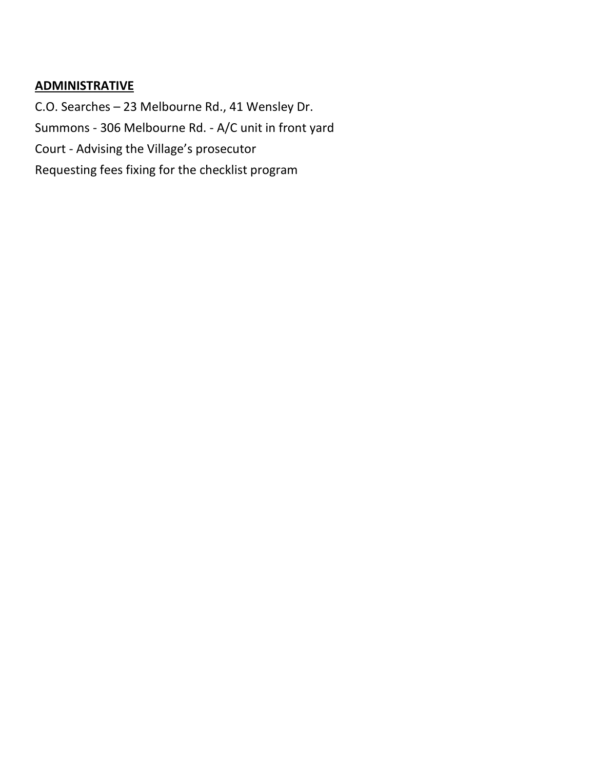**ADMINISTRATIVE**

C.O. Searches – 23 Melbourne Rd., 41 Wensley Dr.

Summons - 306 Melbourne Rd. - A/C unit in front yard

Court - Advising the Village's prosecutor

Requesting fees fixing for the checklist program